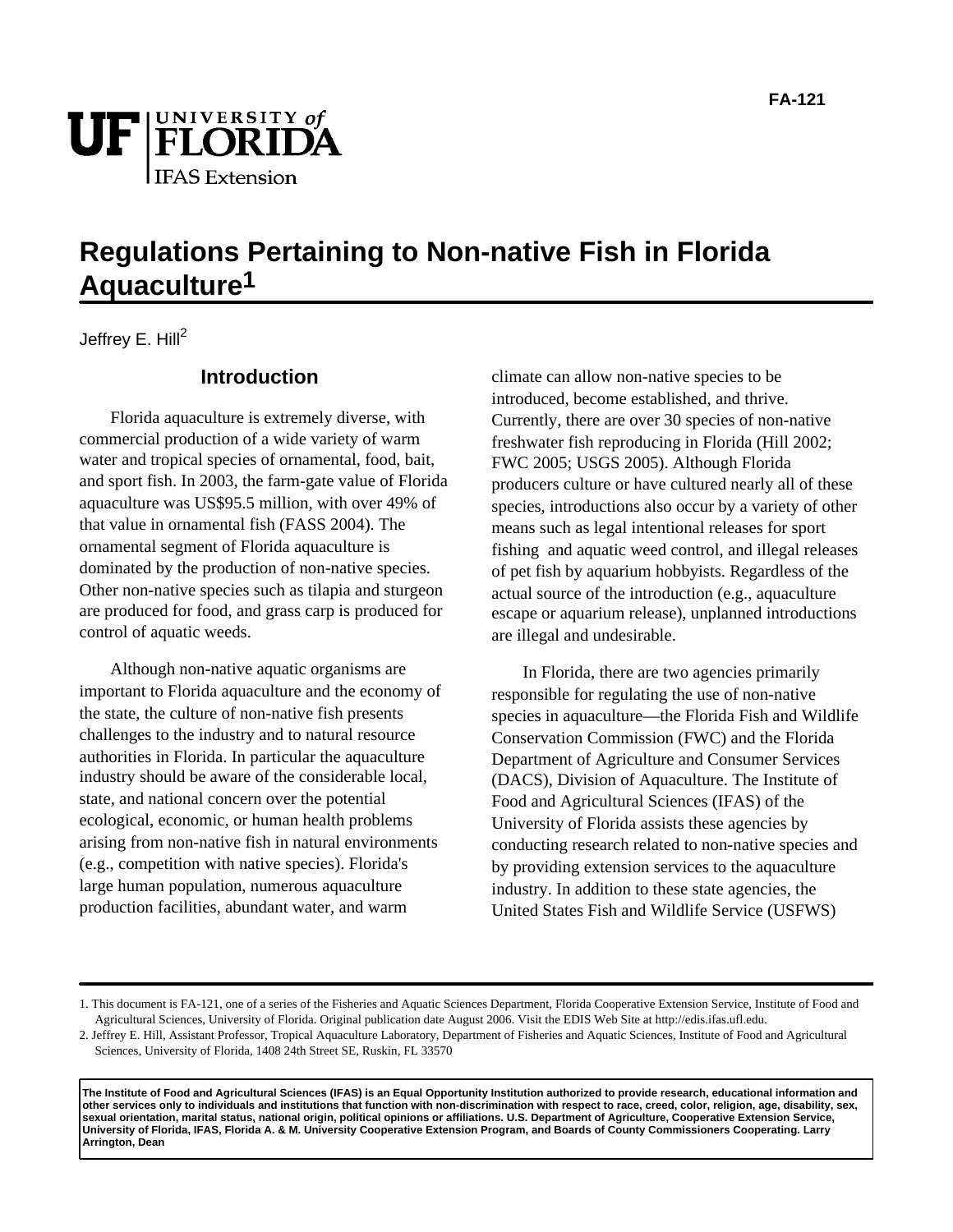FA-121

UF | UNIVERSITY of FLORIDA
IFAS Extension

# Regulations Pertaining to Non-native Fish in Florida Aquaculture[1]

Jeffrey E. Hill[2]

## Introduction

Florida aquaculture is extremely diverse, with commercial production of a wide variety of warm water and tropical species of ornamental, food, bait, and sport fish. In 2003, the farm-gate value of Florida aquaculture was US$95.5 million, with over 49% of that value in ornamental fish (FASS 2004). The ornamental segment of Florida aquaculture is dominated by the production of non-native species. Other non-native species such as tilapia and sturgeon are produced for food, and grass carp is produced for control of aquatic weeds.

Although non-native aquatic organisms are important to Florida aquaculture and the economy of the state, the culture of non-native fish presents challenges to the industry and to natural resource authorities in Florida. In particular the aquaculture industry should be aware of the considerable local, state, and national concern over the potential ecological, economic, or human health problems arising from non-native fish in natural environments (e.g., competition with native species). Florida's large human population, numerous aquaculture production facilities, abundant water, and warm climate can allow non-native species to be introduced, become established, and thrive. Currently, there are over 30 species of non-native freshwater fish reproducing in Florida (Hill 2002; FWC 2005; USGS 2005). Although Florida producers culture or have cultured nearly all of these species, introductions also occur by a variety of other means such as legal intentional releases for sport fishing and aquatic weed control, and illegal releases of pet fish by aquarium hobbyists. Regardless of the actual source of the introduction (e.g., aquaculture escape or aquarium release), unplanned introductions are illegal and undesirable.

In Florida, there are two agencies primarily responsible for regulating the use of non-native species in aquaculture—the Florida Fish and Wildlife Conservation Commission (FWC) and the Florida Department of Agriculture and Consumer Services (DACS), Division of Aquaculture. The Institute of Food and Agricultural Sciences (IFAS) of the University of Florida assists these agencies by conducting research related to non-native species and by providing extension services to the aquaculture industry. In addition to these state agencies, the United States Fish and Wildlife Service (USFWS)

---

1. This document is FA-121, one of a series of the Fisheries and Aquatic Sciences Department, Florida Cooperative Extension Service, Institute of Food and Agricultural Sciences, University of Florida. Original publication date August 2006. Visit the EDIS Web Site at http://edis.ifas.ufl.edu.
2. Jeffrey E. Hill, Assistant Professor, Tropical Aquaculture Laboratory, Department of Fisheries and Aquatic Sciences, Institute of Food and Agricultural Sciences, University of Florida, 1408 24th Street SE, Ruskin, FL 33570

**The Institute of Food and Agricultural Sciences (IFAS) is an Equal Opportunity Institution authorized to provide research, educational information and other services only to individuals and institutions that function with non-discrimination with respect to race, creed, color, religion, age, disability, sex, sexual orientation, marital status, national origin, political opinions or affiliations. U.S. Department of Agriculture, Cooperative Extension Service, University of Florida, IFAS, Florida A. & M. University Cooperative Extension Program, and Boards of County Commissioners Cooperating. Larry Arrington, Dean**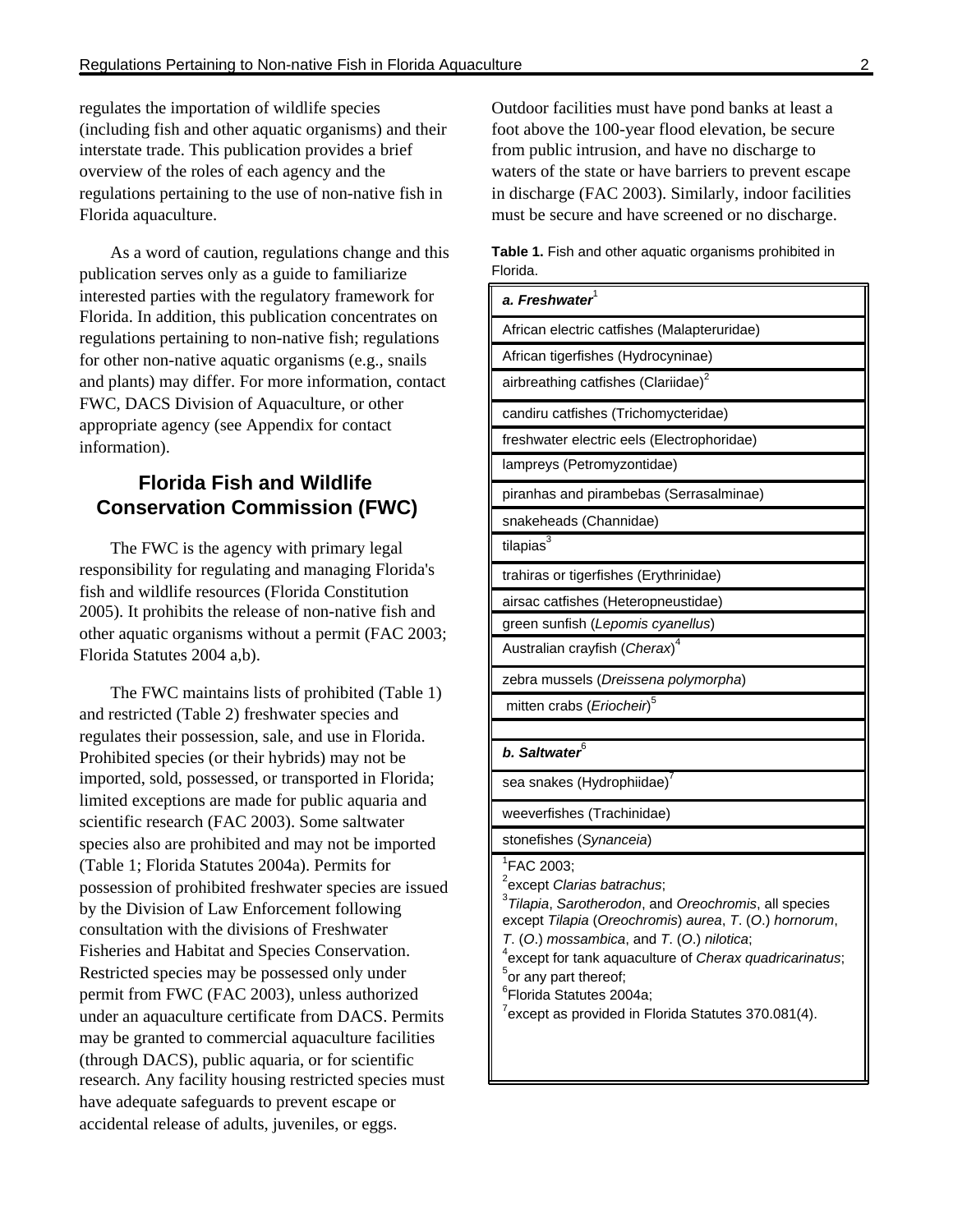regulates the importation of wildlife species (including fish and other aquatic organisms) and their interstate trade. This publication provides a brief overview of the roles of each agency and the regulations pertaining to the use of non-native fish in Florida aquaculture.

As a word of caution, regulations change and this publication serves only as a guide to familiarize interested parties with the regulatory framework for Florida. In addition, this publication concentrates on regulations pertaining to non-native fish; regulations for other non-native aquatic organisms (e.g., snails and plants) may differ. For more information, contact FWC, DACS Division of Aquaculture, or other appropriate agency (see Appendix for contact information).

## Florida Fish and Wildlife Conservation Commission (FWC)

The FWC is the agency with primary legal responsibility for regulating and managing Florida's fish and wildlife resources (Florida Constitution 2005). It prohibits the release of non-native fish and other aquatic organisms without a permit (FAC 2003; Florida Statutes 2004 a,b).

The FWC maintains lists of prohibited (Table 1) and restricted (Table 2) freshwater species and regulates their possession, sale, and use in Florida. Prohibited species (or their hybrids) may not be imported, sold, possessed, or transported in Florida; limited exceptions are made for public aquaria and scientific research (FAC 2003). Some saltwater species also are prohibited and may not be imported (Table 1; Florida Statutes 2004a). Permits for possession of prohibited freshwater species are issued by the Division of Law Enforcement following consultation with the divisions of Freshwater Fisheries and Habitat and Species Conservation. Restricted species may be possessed only under permit from FWC (FAC 2003), unless authorized under an aquaculture certificate from DACS. Permits may be granted to commercial aquaculture facilities (through DACS), public aquaria, or for scientific research. Any facility housing restricted species must have adequate safeguards to prevent escape or accidental release of adults, juveniles, or eggs. Outdoor facilities must have pond banks at least a foot above the 100-year flood elevation, be secure from public intrusion, and have no discharge to waters of the state or have barriers to prevent escape in discharge (FAC 2003). Similarly, indoor facilities must be secure and have screened or no discharge.

**Table 1.** Fish and other aquatic organisms prohibited in Florida.

| ***a. Freshwater***[1] |
|---|
| African electric catfishes (Malapteruridae) |
| African tigerfishes (Hydrocyninae) |
| airbreathing catfishes (Clariidae)[2] |
| candiru catfishes (Trichomycteridae) |
| freshwater electric eels (Electrophoridae) |
| lampreys (Petromyzontidae) |
| piranhas and pirambebas (Serrasalminae) |
| snakeheads (Channidae) |
| tilapias[3] |
| trahiras or tigerfishes (Erythrinidae) |
| airsac catfishes (Heteropneustidae) |
| green sunfish (*Lepomis cyanellus*) |
| Australian crayfish (*Cherax*)[4] |
| zebra mussels (*Dreissena polymorpha*) |
| mitten crabs (*Eriocheir*)[5] |
| |
| ***b. Saltwater***[6] |
| sea snakes (Hydrophiidae)[7] |
| weeverfishes (Trachinidae) |
| stonefishes (*Synanceia*) |

[1]FAC 2003;
[2]except *Clarias batrachus*;
[3]*Tilapia*, *Sarotherodon*, and *Oreochromis*, all species except *Tilapia* (*Oreochromis*) *aurea*, *T*. (*O*.) *hornorum*, *T*. (*O*.) *mossambica*, and *T*. (*O*.) *nilotica*;
[4]except for tank aquaculture of *Cherax quadricarinatus*;
[5]or any part thereof;
[6]Florida Statutes 2004a;
[7]except as provided in Florida Statutes 370.081(4).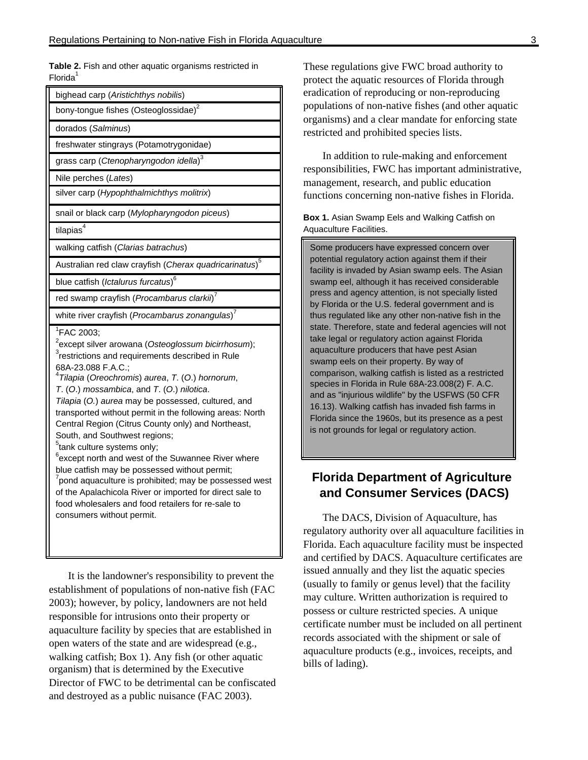**Table 2.** Fish and other aquatic organisms restricted in Florida[1]

| Species |
|---|
| bighead carp (*Aristichthys nobilis*) |
| bony-tongue fishes (Osteoglossidae)[2] |
| dorados (*Salminus*) |
| freshwater stingrays (Potamotrygonidae) |
| grass carp (*Ctenopharyngodon idella*)[3] |
| Nile perches (*Lates*) |
| silver carp (*Hypophthalmichthys molitrix*) |
| snail or black carp (*Mylopharyngodon piceus*) |
| tilapias[4] |
| walking catfish (*Clarias batrachus*) |
| Australian red claw crayfish (*Cherax quadricarinatus*)[5] |
| blue catfish (*Ictalurus furcatus*)[6] |
| red swamp crayfish (*Procambarus clarkii*)[7] |
| white river crayfish (*Procambarus zonangulas*)[7] |

[1]FAC 2003;
[2]except silver arowana (*Osteoglossum bicirrhosum*);
[3]restrictions and requirements described in Rule 68A-23.088 F.A.C.;
[4]*Tilapia* (*Oreochromis*) *aurea*, *T*. (*O*.) *hornorum*, *T*. (*O*.) *mossambica*, and *T*. (*O*.) *nilotica*. *Tilapia* (*O.*) *aurea* may be possessed, cultured, and transported without permit in the following areas: North Central Region (Citrus County only) and Northeast, South, and Southwest regions;
[5]tank culture systems only;
[6]except north and west of the Suwannee River where blue catfish may be possessed without permit;
[7]pond aquaculture is prohibited; may be possessed west of the Apalachicola River or imported for direct sale to food wholesalers and food retailers for re-sale to consumers without permit.

It is the landowner's responsibility to prevent the establishment of populations of non-native fish (FAC 2003); however, by policy, landowners are not held responsible for intrusions onto their property or aquaculture facility by species that are established in open waters of the state and are widespread (e.g., walking catfish; Box 1). Any fish (or other aquatic organism) that is determined by the Executive Director of FWC to be detrimental can be confiscated and destroyed as a public nuisance (FAC 2003).

These regulations give FWC broad authority to protect the aquatic resources of Florida through eradication of reproducing or non-reproducing populations of non-native fishes (and other aquatic organisms) and a clear mandate for enforcing state restricted and prohibited species lists.

In addition to rule-making and enforcement responsibilities, FWC has important administrative, management, research, and public education functions concerning non-native fishes in Florida.

**Box 1.** Asian Swamp Eels and Walking Catfish on Aquaculture Facilities.

> Some producers have expressed concern over potential regulatory action against them if their facility is invaded by Asian swamp eels. The Asian swamp eel, although it has received considerable press and agency attention, is not specially listed by Florida or the U.S. federal government and is thus regulated like any other non-native fish in the state. Therefore, state and federal agencies will not take legal or regulatory action against Florida aquaculture producers that have pest Asian swamp eels on their property. By way of comparison, walking catfish is listed as a restricted species in Florida in Rule 68A-23.008(2) F. A.C. and as "injurious wildlife" by the USFWS (50 CFR 16.13). Walking catfish has invaded fish farms in Florida since the 1960s, but its presence as a pest is not grounds for legal or regulatory action.

## Florida Department of Agriculture and Consumer Services (DACS)

The DACS, Division of Aquaculture, has regulatory authority over all aquaculture facilities in Florida. Each aquaculture facility must be inspected and certified by DACS. Aquaculture certificates are issued annually and they list the aquatic species (usually to family or genus level) that the facility may culture. Written authorization is required to possess or culture restricted species. A unique certificate number must be included on all pertinent records associated with the shipment or sale of aquaculture products (e.g., invoices, receipts, and bills of lading).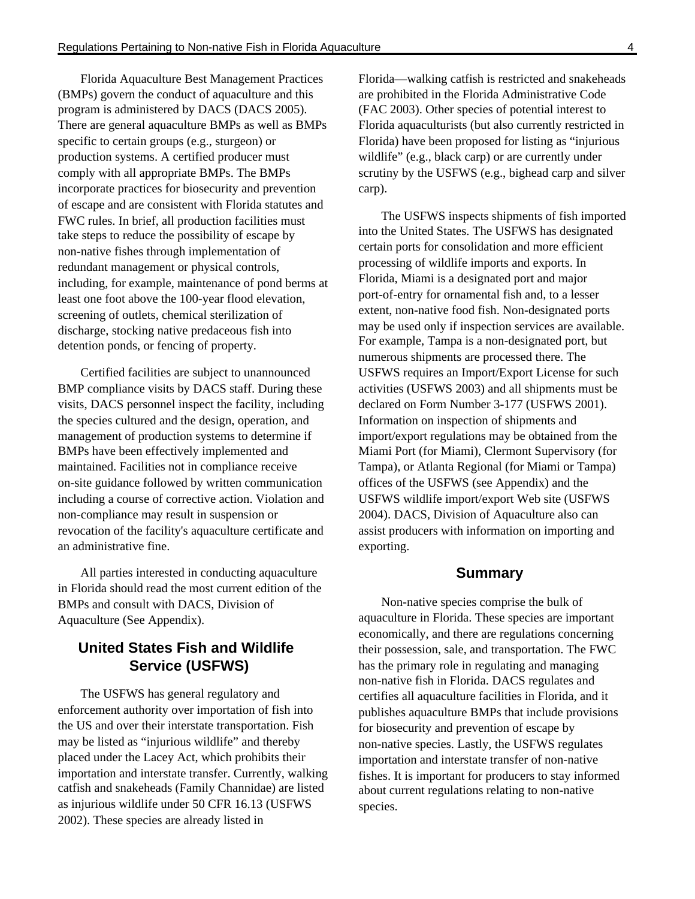Florida Aquaculture Best Management Practices (BMPs) govern the conduct of aquaculture and this program is administered by DACS (DACS 2005). There are general aquaculture BMPs as well as BMPs specific to certain groups (e.g., sturgeon) or production systems. A certified producer must comply with all appropriate BMPs. The BMPs incorporate practices for biosecurity and prevention of escape and are consistent with Florida statutes and FWC rules. In brief, all production facilities must take steps to reduce the possibility of escape by non-native fishes through implementation of redundant management or physical controls, including, for example, maintenance of pond berms at least one foot above the 100-year flood elevation, screening of outlets, chemical sterilization of discharge, stocking native predaceous fish into detention ponds, or fencing of property.

Certified facilities are subject to unannounced BMP compliance visits by DACS staff. During these visits, DACS personnel inspect the facility, including the species cultured and the design, operation, and management of production systems to determine if BMPs have been effectively implemented and maintained. Facilities not in compliance receive on-site guidance followed by written communication including a course of corrective action. Violation and non-compliance may result in suspension or revocation of the facility's aquaculture certificate and an administrative fine.

All parties interested in conducting aquaculture in Florida should read the most current edition of the BMPs and consult with DACS, Division of Aquaculture (See Appendix).

## United States Fish and Wildlife Service (USFWS)

The USFWS has general regulatory and enforcement authority over importation of fish into the US and over their interstate transportation. Fish may be listed as "injurious wildlife" and thereby placed under the Lacey Act, which prohibits their importation and interstate transfer. Currently, walking catfish and snakeheads (Family Channidae) are listed as injurious wildlife under 50 CFR 16.13 (USFWS 2002). These species are already listed in Florida—walking catfish is restricted and snakeheads are prohibited in the Florida Administrative Code (FAC 2003). Other species of potential interest to Florida aquaculturists (but also currently restricted in Florida) have been proposed for listing as "injurious wildlife" (e.g., black carp) or are currently under scrutiny by the USFWS (e.g., bighead carp and silver carp).

The USFWS inspects shipments of fish imported into the United States. The USFWS has designated certain ports for consolidation and more efficient processing of wildlife imports and exports. In Florida, Miami is a designated port and major port-of-entry for ornamental fish and, to a lesser extent, non-native food fish. Non-designated ports may be used only if inspection services are available. For example, Tampa is a non-designated port, but numerous shipments are processed there. The USFWS requires an Import/Export License for such activities (USFWS 2003) and all shipments must be declared on Form Number 3-177 (USFWS 2001). Information on inspection of shipments and import/export regulations may be obtained from the Miami Port (for Miami), Clermont Supervisory (for Tampa), or Atlanta Regional (for Miami or Tampa) offices of the USFWS (see Appendix) and the USFWS wildlife import/export Web site (USFWS 2004). DACS, Division of Aquaculture also can assist producers with information on importing and exporting.

## Summary

Non-native species comprise the bulk of aquaculture in Florida. These species are important economically, and there are regulations concerning their possession, sale, and transportation. The FWC has the primary role in regulating and managing non-native fish in Florida. DACS regulates and certifies all aquaculture facilities in Florida, and it publishes aquaculture BMPs that include provisions for biosecurity and prevention of escape by non-native species. Lastly, the USFWS regulates importation and interstate transfer of non-native fishes. It is important for producers to stay informed about current regulations relating to non-native species.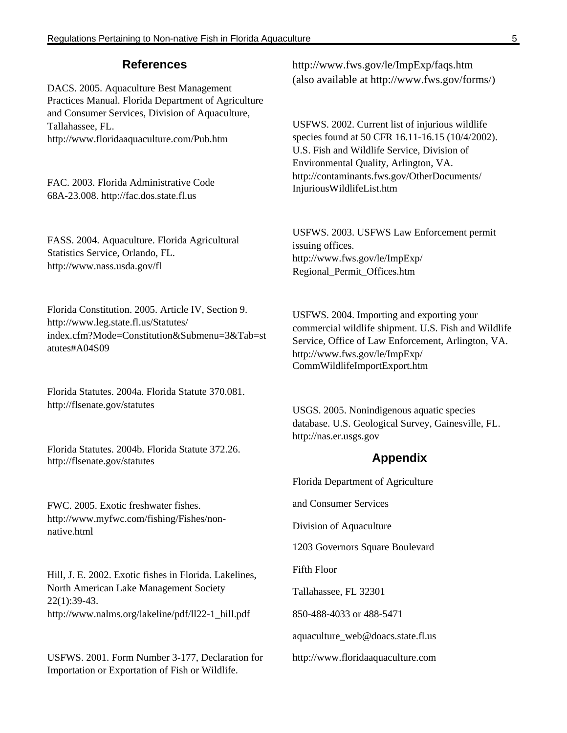## References

DACS. 2005. Aquaculture Best Management Practices Manual. Florida Department of Agriculture and Consumer Services, Division of Aquaculture, Tallahassee, FL. http://www.floridaaquaculture.com/Pub.htm

FAC. 2003. Florida Administrative Code 68A-23.008. http://fac.dos.state.fl.us

FASS. 2004. Aquaculture. Florida Agricultural Statistics Service, Orlando, FL. http://www.nass.usda.gov/fl

Florida Constitution. 2005. Article IV, Section 9. http://www.leg.state.fl.us/Statutes/index.cfm?Mode=Constitution&Submenu=3&Tab=statutes#A04S09

Florida Statutes. 2004a. Florida Statute 370.081. http://flsenate.gov/statutes

Florida Statutes. 2004b. Florida Statute 372.26. http://flsenate.gov/statutes

FWC. 2005. Exotic freshwater fishes. http://www.myfwc.com/fishing/Fishes/non-native.html

Hill, J. E. 2002. Exotic fishes in Florida. Lakelines, North American Lake Management Society 22(1):39-43. http://www.nalms.org/lakeline/pdf/ll22-1_hill.pdf

USFWS. 2001. Form Number 3-177, Declaration for Importation or Exportation of Fish or Wildlife. http://www.fws.gov/le/ImpExp/faqs.htm (also available at http://www.fws.gov/forms/)

USFWS. 2002. Current list of injurious wildlife species found at 50 CFR 16.11-16.15 (10/4/2002). U.S. Fish and Wildlife Service, Division of Environmental Quality, Arlington, VA. http://contaminants.fws.gov/OtherDocuments/InjuriousWildlifeList.htm

USFWS. 2003. USFWS Law Enforcement permit issuing offices. http://www.fws.gov/le/ImpExp/Regional_Permit_Offices.htm

USFWS. 2004. Importing and exporting your commercial wildlife shipment. U.S. Fish and Wildlife Service, Office of Law Enforcement, Arlington, VA. http://www.fws.gov/le/ImpExp/CommWildlifeImportExport.htm

USGS. 2005. Nonindigenous aquatic species database. U.S. Geological Survey, Gainesville, FL. http://nas.er.usgs.gov

## Appendix

Florida Department of Agriculture

and Consumer Services

Division of Aquaculture

1203 Governors Square Boulevard

Fifth Floor

Tallahassee, FL 32301

850-488-4033 or 488-5471

aquaculture_web@doacs.state.fl.us

http://www.floridaaquaculture.com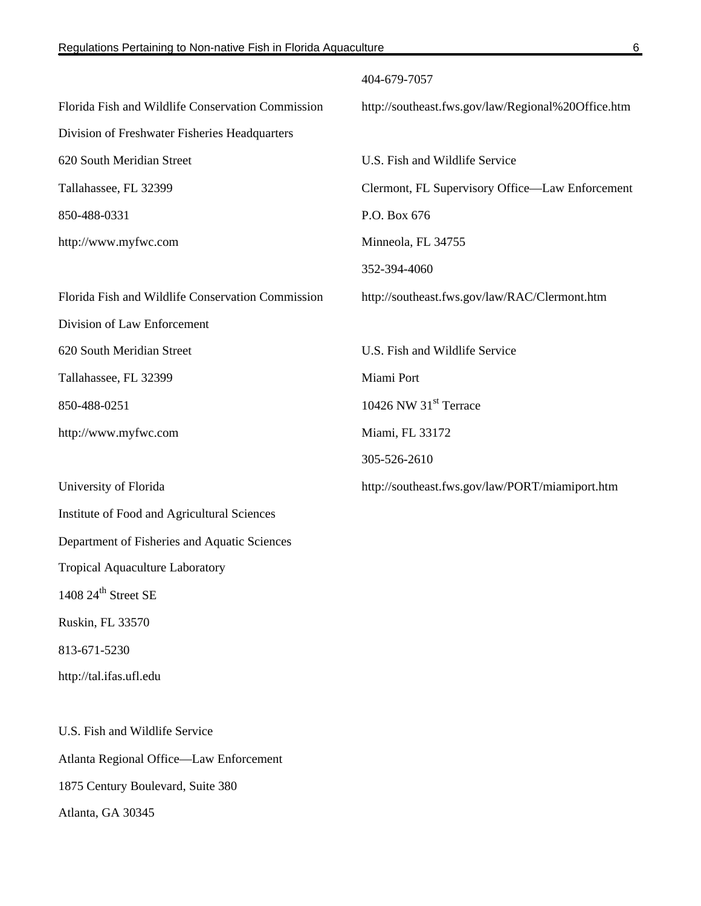Florida Fish and Wildlife Conservation Commission
Division of Freshwater Fisheries Headquarters
620 South Meridian Street
Tallahassee, FL 32399
850-488-0331
http://www.myfwc.com

Florida Fish and Wildlife Conservation Commission
Division of Law Enforcement
620 South Meridian Street
Tallahassee, FL 32399
850-488-0251
http://www.myfwc.com

University of Florida
Institute of Food and Agricultural Sciences
Department of Fisheries and Aquatic Sciences
Tropical Aquaculture Laboratory
1408 24th Street SE
Ruskin, FL 33570
813-671-5230
http://tal.ifas.ufl.edu

U.S. Fish and Wildlife Service
Atlanta Regional Office—Law Enforcement
1875 Century Boulevard, Suite 380
Atlanta, GA 30345
404-679-7057
http://southeast.fws.gov/law/Regional%20Office.htm

U.S. Fish and Wildlife Service
Clermont, FL Supervisory Office—Law Enforcement
P.O. Box 676
Minneola, FL 34755
352-394-4060
http://southeast.fws.gov/law/RAC/Clermont.htm

U.S. Fish and Wildlife Service
Miami Port
10426 NW 31st Terrace
Miami, FL 33172
305-526-2610
http://southeast.fws.gov/law/PORT/miamiport.htm